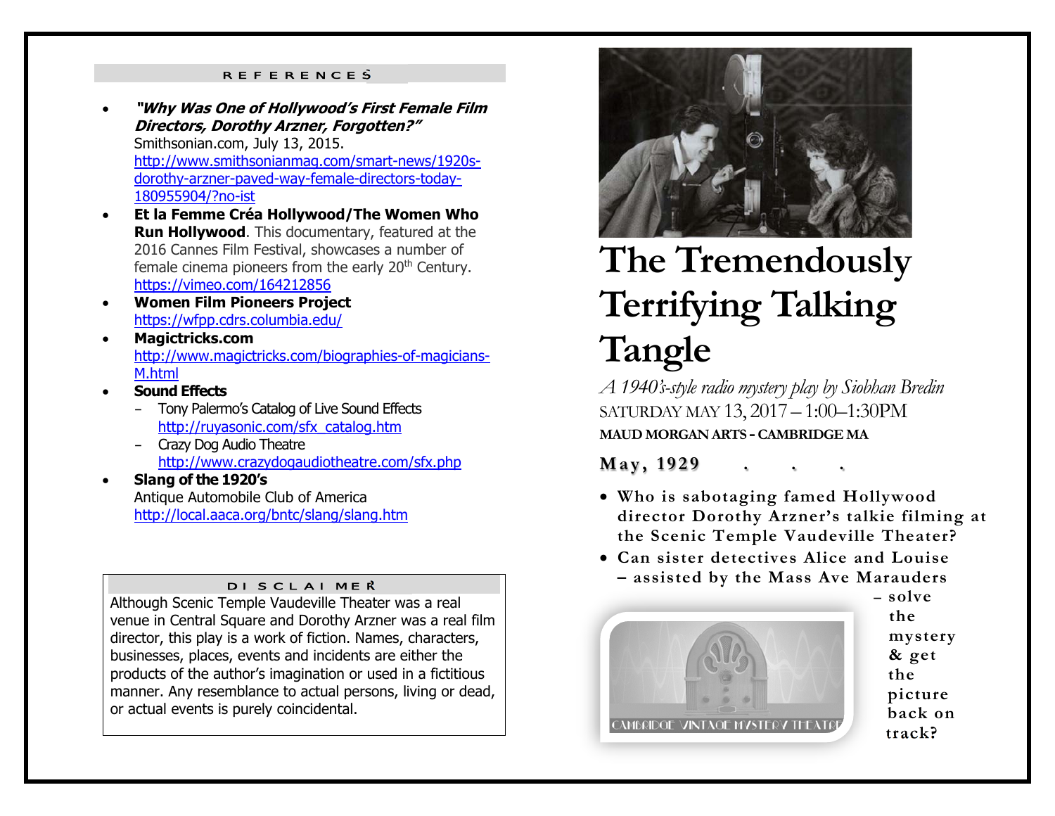## REFERENCES

- ***"Why Was One of Hollywood's First Female Film Directors, Dorothy Arzner, Forgotten?"*** Smithsonian.com, July 13, 2015. http://www.smithsonianmag.com/smart-news/1920s-dorothy-arzner-paved-way-female-directors-today-180955904/?no-ist
- **Et la Femme Créa Hollywood/The Women Who Run Hollywood**. This documentary, featured at the 2016 Cannes Film Festival, showcases a number of female cinema pioneers from the early 20th Century. https://vimeo.com/164212856
- **Women Film Pioneers Project** https://wfpp.cdrs.columbia.edu/
- **Magictricks.com** http://www.magictricks.com/biographies-of-magicians-M.html
- **Sound Effects**
  - Tony Palermo's Catalog of Live Sound Effects http://ruyasonic.com/sfx_catalog.htm
  - Crazy Dog Audio Theatre http://www.crazydogaudiotheatre.com/sfx.php
- **Slang of the 1920's** Antique Automobile Club of America http://local.aaca.org/bntc/slang/slang.htm

## DISCLAIMER

Although Scenic Temple Vaudeville Theater was a real venue in Central Square and Dorothy Arzner was a real film director, this play is a work of fiction. Names, characters, businesses, places, events and incidents are either the products of the author's imagination or used in a fictitious manner. Any resemblance to actual persons, living or dead, or actual events is purely coincidental.

# The Tremendously Terrifying Talking Tangle

*A 1940's-style radio mystery play by Siobhan Bredin*

SATURDAY MAY 13, 2017 – 1:00–1:30PM

**MAUD MORGAN ARTS - CAMBRIDGE MA**

**May, 1929 . . .**

- **Who is sabotaging famed Hollywood director Dorothy Arzner's talkie filming at the Scenic Temple Vaudeville Theater?**
- **Can sister detectives Alice and Louise – assisted by the Mass Ave Marauders – solve the mystery & get the picture back on track?**

CAMBRIDGE VINTAGE MYSTERY THEATRE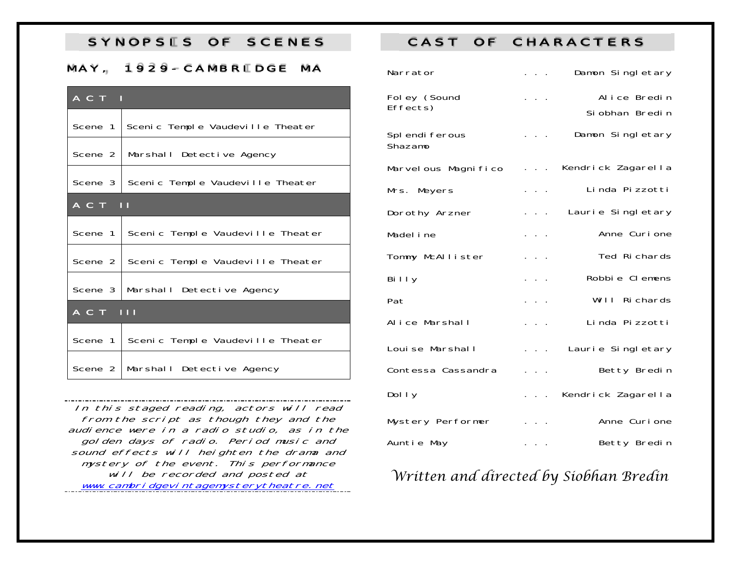## SYNOPSIS OF SCENES

### MAY, 1929 – CAMBRIDGE MA

| ACT I | |
|---|---|
| Scene 1 | Scenic Temple Vaudeville Theater |
| Scene 2 | Marshall Detective Agency |
| Scene 3 | Scenic Temple Vaudeville Theater |
| **ACT II** | |
| Scene 1 | Scenic Temple Vaudeville Theater |
| Scene 2 | Scenic Temple Vaudeville Theater |
| Scene 3 | Marshall Detective Agency |
| **ACT III** | |
| Scene 1 | Scenic Temple Vaudeville Theater |
| Scene 2 | Marshall Detective Agency |

*In this staged reading, actors will read from the script as though they and the audience were in a radio studio, as in the golden days of radio. Period music and sound effects will heighten the drama and mystery of the event. This performance will be recorded and posted at* [www.cambridgevintagemysterytheatre.net](www.cambridgevintagemysterytheatre.net)

## CAST OF CHARACTERS

| | | |
|---|---|---|
| Narrator | . . . | Damon Singletary |
| Foley (Sound Effects) | . . . | Alice Bredin<br>Siobhan Bredin |
| Splendiferous Shazamo | . . . | Damon Singletary |
| Marvelous Magnifico | . . . | Kendrick Zagarella |
| Mrs. Meyers | . . . | Linda Pizzotti |
| Dorothy Arzner | . . . | Laurie Singletary |
| Madeline | . . . | Anne Curione |
| Tommy McAllister | . . . | Ted Richards |
| Billy | . . . | Robbie Clemens |
| Pat | . . . | Will Richards |
| Alice Marshall | . . . | Linda Pizzotti |
| Louise Marshall | . . . | Laurie Singletary |
| Contessa Cassandra | . . . | Betty Bredin |
| Dolly | . . . | Kendrick Zagarella |
| Mystery Performer | . . . | Anne Curione |
| Auntie May | . . . | Betty Bredin |

*Written and directed by Siobhan Bredin*